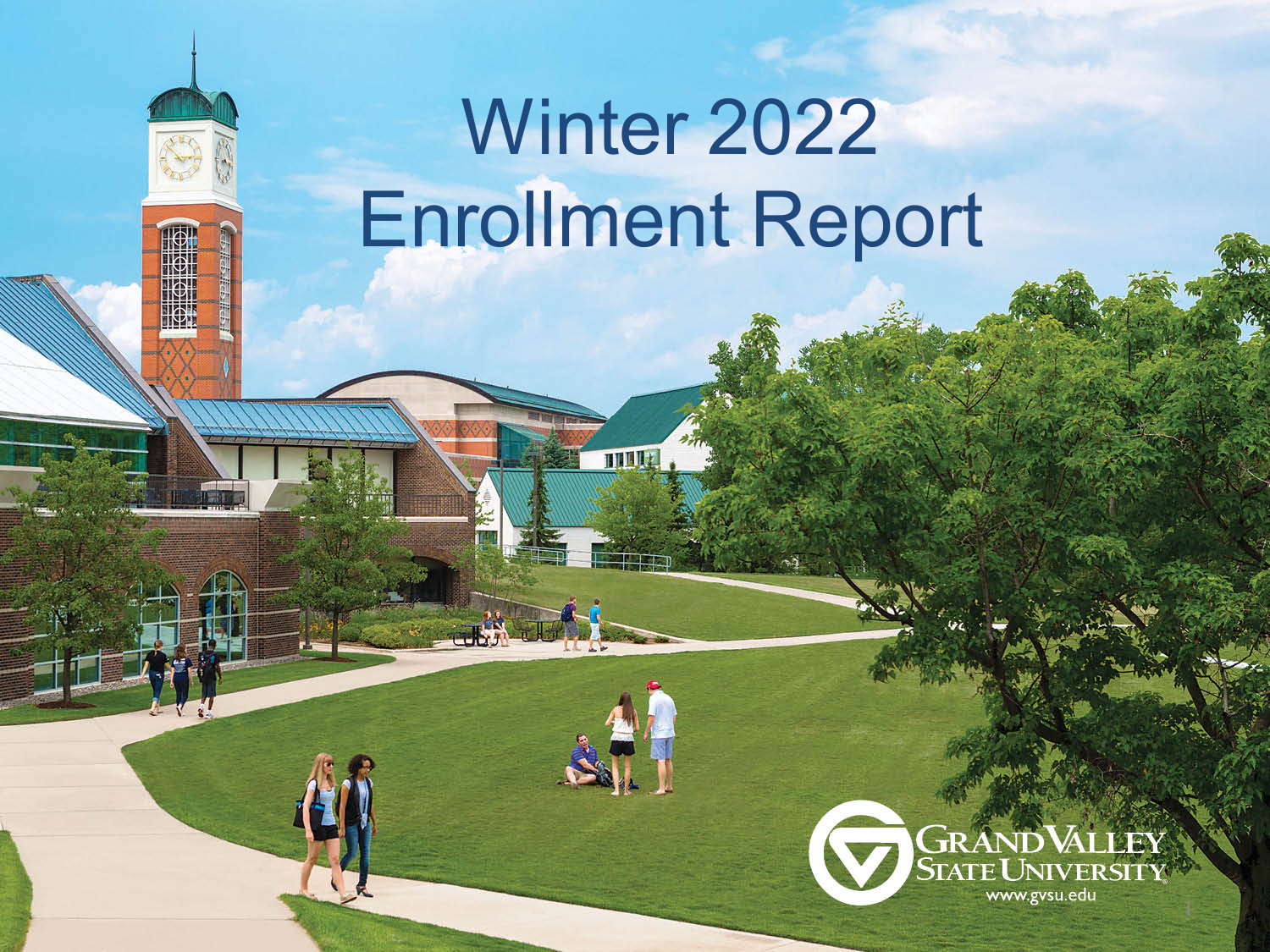# Winter 2022 Enrollment Report

Grand Valley State University

www.gvsu.edu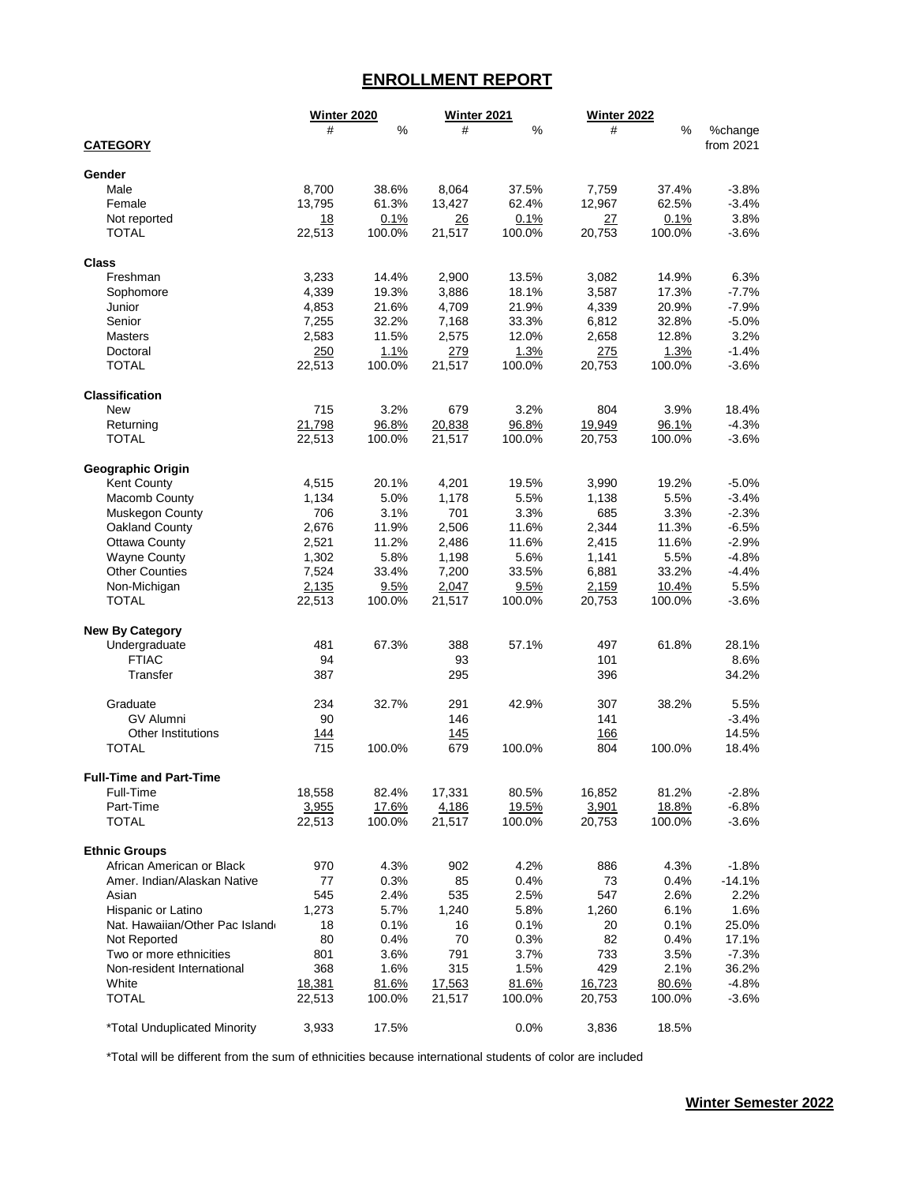## ENROLLMENT REPORT

| CATEGORY | Winter 2020 | | Winter 2021 | | Winter 2022 | | %change |
|---|---|---|---|---|---|---|---|
| | # | % | # | % | # | % | from 2021 |
| **Gender** | | | | | | | |
| Male | 8,700 | 38.6% | 8,064 | 37.5% | 7,759 | 37.4% | -3.8% |
| Female | 13,795 | 61.3% | 13,427 | 62.4% | 12,967 | 62.5% | -3.4% |
| Not reported | 18 | 0.1% | 26 | 0.1% | 27 | 0.1% | 3.8% |
| TOTAL | 22,513 | 100.0% | 21,517 | 100.0% | 20,753 | 100.0% | -3.6% |
| **Class** | | | | | | | |
| Freshman | 3,233 | 14.4% | 2,900 | 13.5% | 3,082 | 14.9% | 6.3% |
| Sophomore | 4,339 | 19.3% | 3,886 | 18.1% | 3,587 | 17.3% | -7.7% |
| Junior | 4,853 | 21.6% | 4,709 | 21.9% | 4,339 | 20.9% | -7.9% |
| Senior | 7,255 | 32.2% | 7,168 | 33.3% | 6,812 | 32.8% | -5.0% |
| Masters | 2,583 | 11.5% | 2,575 | 12.0% | 2,658 | 12.8% | 3.2% |
| Doctoral | 250 | 1.1% | 279 | 1.3% | 275 | 1.3% | -1.4% |
| TOTAL | 22,513 | 100.0% | 21,517 | 100.0% | 20,753 | 100.0% | -3.6% |
| **Classification** | | | | | | | |
| New | 715 | 3.2% | 679 | 3.2% | 804 | 3.9% | 18.4% |
| Returning | 21,798 | 96.8% | 20,838 | 96.8% | 19,949 | 96.1% | -4.3% |
| TOTAL | 22,513 | 100.0% | 21,517 | 100.0% | 20,753 | 100.0% | -3.6% |
| **Geographic Origin** | | | | | | | |
| Kent County | 4,515 | 20.1% | 4,201 | 19.5% | 3,990 | 19.2% | -5.0% |
| Macomb County | 1,134 | 5.0% | 1,178 | 5.5% | 1,138 | 5.5% | -3.4% |
| Muskegon County | 706 | 3.1% | 701 | 3.3% | 685 | 3.3% | -2.3% |
| Oakland County | 2,676 | 11.9% | 2,506 | 11.6% | 2,344 | 11.3% | -6.5% |
| Ottawa County | 2,521 | 11.2% | 2,486 | 11.6% | 2,415 | 11.6% | -2.9% |
| Wayne County | 1,302 | 5.8% | 1,198 | 5.6% | 1,141 | 5.5% | -4.8% |
| Other Counties | 7,524 | 33.4% | 7,200 | 33.5% | 6,881 | 33.2% | -4.4% |
| Non-Michigan | 2,135 | 9.5% | 2,047 | 9.5% | 2,159 | 10.4% | 5.5% |
| TOTAL | 22,513 | 100.0% | 21,517 | 100.0% | 20,753 | 100.0% | -3.6% |
| **New By Category** | | | | | | | |
| Undergraduate | 481 | 67.3% | 388 | 57.1% | 497 | 61.8% | 28.1% |
| FTIAC | 94 | | 93 | | 101 | | 8.6% |
| Transfer | 387 | | 295 | | 396 | | 34.2% |
| Graduate | 234 | 32.7% | 291 | 42.9% | 307 | 38.2% | 5.5% |
| GV Alumni | 90 | | 146 | | 141 | | -3.4% |
| Other Institutions | 144 | | 145 | | 166 | | 14.5% |
| TOTAL | 715 | 100.0% | 679 | 100.0% | 804 | 100.0% | 18.4% |
| **Full-Time and Part-Time** | | | | | | | |
| Full-Time | 18,558 | 82.4% | 17,331 | 80.5% | 16,852 | 81.2% | -2.8% |
| Part-Time | 3,955 | 17.6% | 4,186 | 19.5% | 3,901 | 18.8% | -6.8% |
| TOTAL | 22,513 | 100.0% | 21,517 | 100.0% | 20,753 | 100.0% | -3.6% |
| **Ethnic Groups** | | | | | | | |
| African American or Black | 970 | 4.3% | 902 | 4.2% | 886 | 4.3% | -1.8% |
| Amer. Indian/Alaskan Native | 77 | 0.3% | 85 | 0.4% | 73 | 0.4% | -14.1% |
| Asian | 545 | 2.4% | 535 | 2.5% | 547 | 2.6% | 2.2% |
| Hispanic or Latino | 1,273 | 5.7% | 1,240 | 5.8% | 1,260 | 6.1% | 1.6% |
| Nat. Hawaiian/Other Pac Island | 18 | 0.1% | 16 | 0.1% | 20 | 0.1% | 25.0% |
| Not Reported | 80 | 0.4% | 70 | 0.3% | 82 | 0.4% | 17.1% |
| Two or more ethnicities | 801 | 3.6% | 791 | 3.7% | 733 | 3.5% | -7.3% |
| Non-resident International | 368 | 1.6% | 315 | 1.5% | 429 | 2.1% | 36.2% |
| White | 18,381 | 81.6% | 17,563 | 81.6% | 16,723 | 80.6% | -4.8% |
| TOTAL | 22,513 | 100.0% | 21,517 | 100.0% | 20,753 | 100.0% | -3.6% |
| *Total Unduplicated Minority | 3,933 | 17.5% | | 0.0% | 3,836 | 18.5% | |

*Total will be different from the sum of ethnicities because international students of color are included

**Winter Semester 2022**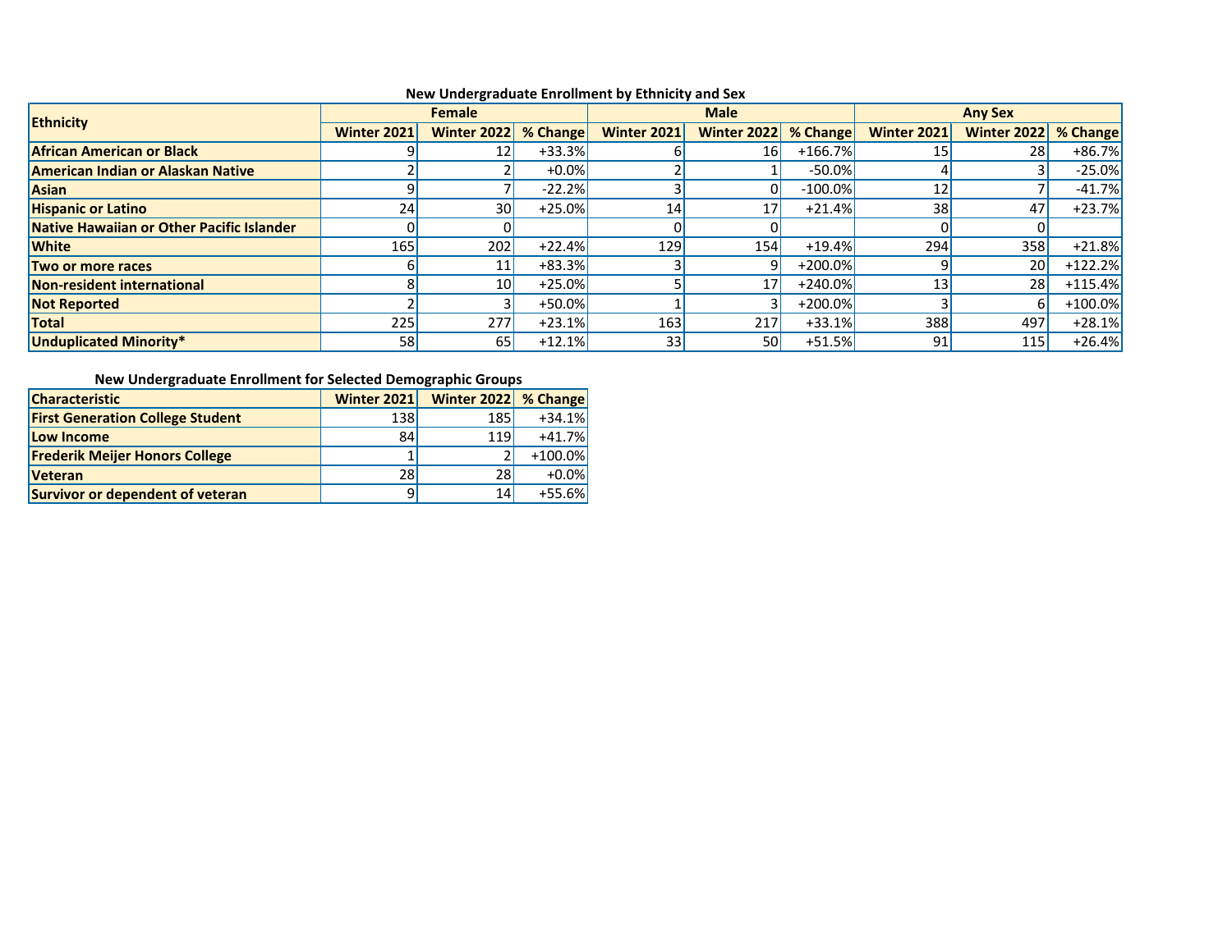### New Undergraduate Enrollment by Ethnicity and Sex

| Ethnicity | Female | | | Male | | | Any Sex | | |
|---|---|---|---|---|---|---|---|---|---|
| | Winter 2021 | Winter 2022 | % Change | Winter 2021 | Winter 2022 | % Change | Winter 2021 | Winter 2022 | % Change |
| **African American or Black** | 9 | 12 | +33.3% | 6 | 16 | +166.7% | 15 | 28 | +86.7% |
| **American Indian or Alaskan Native** | 2 | 2 | +0.0% | 2 | 1 | -50.0% | 4 | 3 | -25.0% |
| **Asian** | 9 | 7 | -22.2% | 3 | 0 | -100.0% | 12 | 7 | -41.7% |
| **Hispanic or Latino** | 24 | 30 | +25.0% | 14 | 17 | +21.4% | 38 | 47 | +23.7% |
| **Native Hawaiian or Other Pacific Islander** | 0 | 0 | | 0 | 0 | | 0 | 0 | |
| **White** | 165 | 202 | +22.4% | 129 | 154 | +19.4% | 294 | 358 | +21.8% |
| **Two or more races** | 6 | 11 | +83.3% | 3 | 9 | +200.0% | 9 | 20 | +122.2% |
| **Non-resident international** | 8 | 10 | +25.0% | 5 | 17 | +240.0% | 13 | 28 | +115.4% |
| **Not Reported** | 2 | 3 | +50.0% | 1 | 3 | +200.0% | 3 | 6 | +100.0% |
| **Total** | 225 | 277 | +23.1% | 163 | 217 | +33.1% | 388 | 497 | +28.1% |
| **Unduplicated Minority*** | 58 | 65 | +12.1% | 33 | 50 | +51.5% | 91 | 115 | +26.4% |

### New Undergraduate Enrollment for Selected Demographic Groups

| Characteristic | Winter 2021 | Winter 2022 | % Change |
|---|---|---|---|
| **First Generation College Student** | 138 | 185 | +34.1% |
| **Low Income** | 84 | 119 | +41.7% |
| **Frederik Meijer Honors College** | 1 | 2 | +100.0% |
| **Veteran** | 28 | 28 | +0.0% |
| **Survivor or dependent of veteran** | 9 | 14 | +55.6% |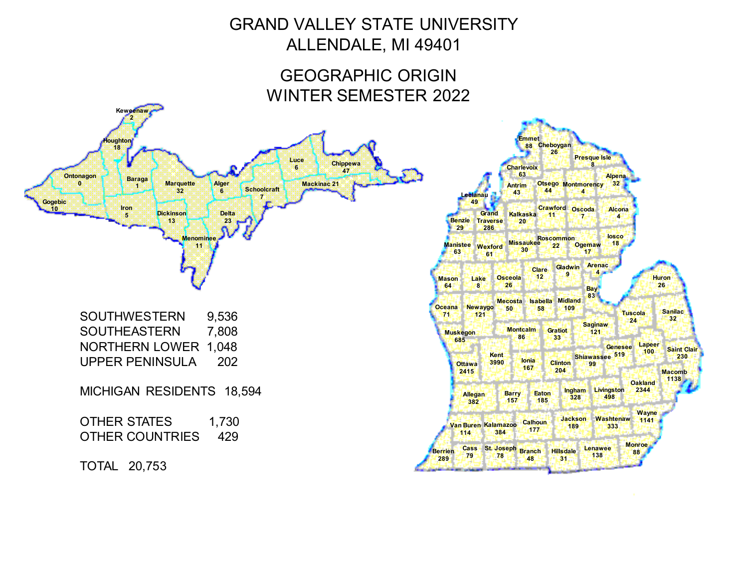# GRAND VALLEY STATE UNIVERSITY
## ALLENDALE, MI 49401

## GEOGRAPHIC ORIGIN
## WINTER SEMESTER 2022

**Upper Peninsula**

| County | Students |
|---|---|
| Keweenaw | 2 |
| Houghton | 18 |
| Ontonagon | 0 |
| Baraga | 1 |
| Marquette | 32 |
| Alger | 6 |
| Luce | 6 |
| Chippewa | 47 |
| Schoolcraft | 7 |
| Mackinac | 21 |
| Gogebic | 10 |
| Iron | 5 |
| Dickinson | 13 |
| Delta | 23 |
| Menominee | 11 |

**Lower Peninsula**

| County | Students |
|---|---|
| Emmet | 88 |
| Cheboygan | 26 |
| Presque Isle | 8 |
| Charlevoix | 63 |
| Alpena | 32 |
| Antrim | 43 |
| Otsego | 44 |
| Montmorency | 4 |
| Leelanau | 49 |
| Grand Traverse | 286 |
| Kalkaska | 20 |
| Crawford | 11 |
| Oscoda | 7 |
| Alcona | 4 |
| Benzie | 29 |
| Manistee | 63 |
| Wexford | 61 |
| Missaukee | 30 |
| Roscommon | 22 |
| Ogemaw | 17 |
| Iosco | 18 |
| Mason | 64 |
| Lake | 8 |
| Osceola | 26 |
| Clare | 12 |
| Gladwin | 9 |
| Arenac | 4 |
| Huron | 26 |
| Bay | 83 |
| Oceana | 71 |
| Newaygo | 121 |
| Mecosta | 50 |
| Isabella | 58 |
| Midland | 109 |
| Tuscola | 24 |
| Sanilac | 32 |
| Muskegon | 685 |
| Montcalm | 86 |
| Gratiot | 33 |
| Saginaw | 121 |
| Genesee | 519 |
| Lapeer | 100 |
| Saint Clair | 230 |
| Ottawa | 2415 |
| Kent | 3990 |
| Ionia | 167 |
| Clinton | 204 |
| Shiawassee | 99 |
| Macomb | 1138 |
| Oakland | 2344 |
| Allegan | 382 |
| Barry | 157 |
| Eaton | 185 |
| Ingham | 328 |
| Livingston | 498 |
| Wayne | 1141 |
| Van Buren | 114 |
| Kalamazoo | 384 |
| Calhoun | 177 |
| Jackson | 189 |
| Washtenaw | 333 |
| Berrien | 289 |
| Cass | 79 |
| St. Joseph | 78 |
| Branch | 48 |
| Hillsdale | 31 |
| Lenawee | 138 |
| Monroe | 88 |

| Region | Students |
|---|---|
| SOUTHWESTERN | 9,536 |
| SOUTHEASTERN | 7,808 |
| NORTHERN LOWER | 1,048 |
| UPPER PENINSULA | 202 |

MICHIGAN RESIDENTS 18,594

| | |
|---|---|
| OTHER STATES | 1,730 |
| OTHER COUNTRIES | 429 |

TOTAL 20,753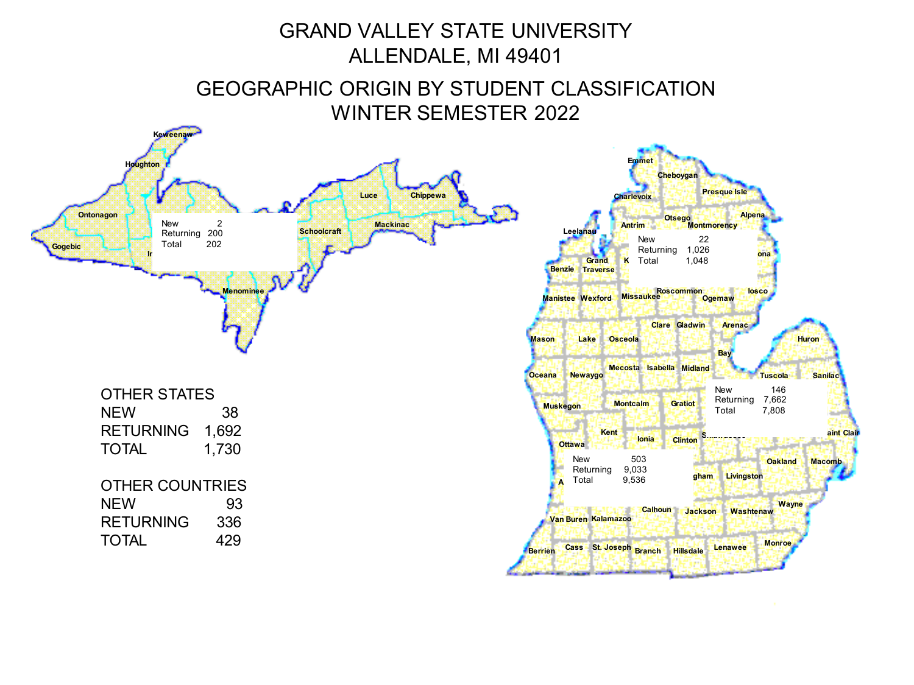# GRAND VALLEY STATE UNIVERSITY
# ALLENDALE, MI 49401

## GEOGRAPHIC ORIGIN BY STUDENT CLASSIFICATION
## WINTER SEMESTER 2022

| Region | New | Returning | Total |
|---|---|---|---|
| Upper Peninsula | 2 | 200 | 202 |
| Northern Lower Peninsula | 22 | 1,026 | 1,048 |
| Southeastern Lower Peninsula | 146 | 7,662 | 7,808 |
| Southwestern Lower Peninsula | 503 | 9,033 | 9,536 |

**OTHER STATES**

| | |
|---|---|
| NEW | 38 |
| RETURNING | 1,692 |
| TOTAL | 1,730 |

**OTHER COUNTRIES**

| | |
|---|---|
| NEW | 93 |
| RETURNING | 336 |
| TOTAL | 429 |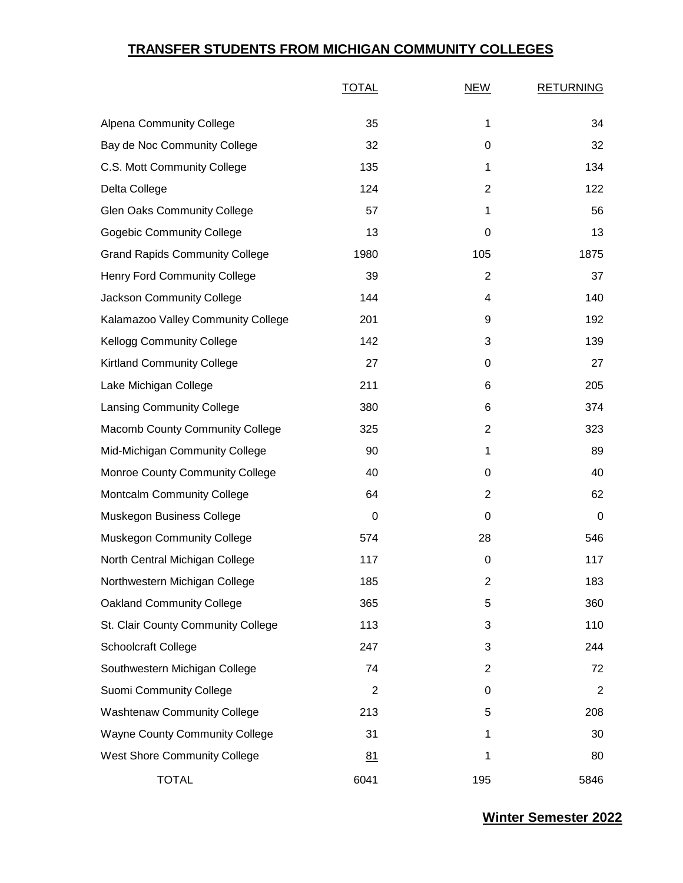## TRANSFER STUDENTS FROM MICHIGAN COMMUNITY COLLEGES

| | TOTAL | NEW | RETURNING |
|---|---|---|---|
| Alpena Community College | 35 | 1 | 34 |
| Bay de Noc Community College | 32 | 0 | 32 |
| C.S. Mott Community College | 135 | 1 | 134 |
| Delta College | 124 | 2 | 122 |
| Glen Oaks Community College | 57 | 1 | 56 |
| Gogebic Community College | 13 | 0 | 13 |
| Grand Rapids Community College | 1980 | 105 | 1875 |
| Henry Ford Community College | 39 | 2 | 37 |
| Jackson Community College | 144 | 4 | 140 |
| Kalamazoo Valley Community College | 201 | 9 | 192 |
| Kellogg Community College | 142 | 3 | 139 |
| Kirtland Community College | 27 | 0 | 27 |
| Lake Michigan College | 211 | 6 | 205 |
| Lansing Community College | 380 | 6 | 374 |
| Macomb County Community College | 325 | 2 | 323 |
| Mid-Michigan Community College | 90 | 1 | 89 |
| Monroe County Community College | 40 | 0 | 40 |
| Montcalm Community College | 64 | 2 | 62 |
| Muskegon Business College | 0 | 0 | 0 |
| Muskegon Community College | 574 | 28 | 546 |
| North Central Michigan College | 117 | 0 | 117 |
| Northwestern Michigan College | 185 | 2 | 183 |
| Oakland Community College | 365 | 5 | 360 |
| St. Clair County Community College | 113 | 3 | 110 |
| Schoolcraft College | 247 | 3 | 244 |
| Southwestern Michigan College | 74 | 2 | 72 |
| Suomi Community College | 2 | 0 | 2 |
| Washtenaw Community College | 213 | 5 | 208 |
| Wayne County Community College | 31 | 1 | 30 |
| West Shore Community College | 81 | 1 | 80 |
| TOTAL | 6041 | 195 | 5846 |

**Winter Semester 2022**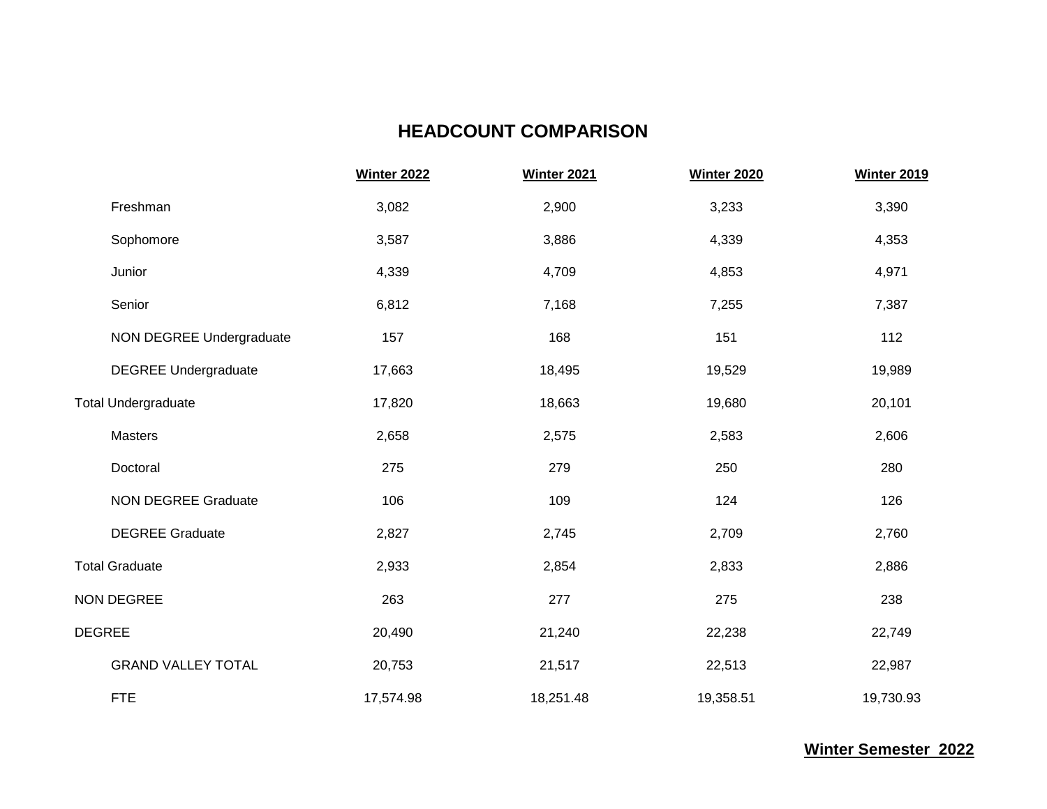# HEADCOUNT COMPARISON

| | Winter 2022 | Winter 2021 | Winter 2020 | Winter 2019 |
|---|---|---|---|---|
| Freshman | 3,082 | 2,900 | 3,233 | 3,390 |
| Sophomore | 3,587 | 3,886 | 4,339 | 4,353 |
| Junior | 4,339 | 4,709 | 4,853 | 4,971 |
| Senior | 6,812 | 7,168 | 7,255 | 7,387 |
| NON DEGREE Undergraduate | 157 | 168 | 151 | 112 |
| DEGREE Undergraduate | 17,663 | 18,495 | 19,529 | 19,989 |
| Total Undergraduate | 17,820 | 18,663 | 19,680 | 20,101 |
| Masters | 2,658 | 2,575 | 2,583 | 2,606 |
| Doctoral | 275 | 279 | 250 | 280 |
| NON DEGREE Graduate | 106 | 109 | 124 | 126 |
| DEGREE Graduate | 2,827 | 2,745 | 2,709 | 2,760 |
| Total Graduate | 2,933 | 2,854 | 2,833 | 2,886 |
| NON DEGREE | 263 | 277 | 275 | 238 |
| DEGREE | 20,490 | 21,240 | 22,238 | 22,749 |
| GRAND VALLEY TOTAL | 20,753 | 21,517 | 22,513 | 22,987 |
| FTE | 17,574.98 | 18,251.48 | 19,358.51 | 19,730.93 |

**Winter Semester 2022**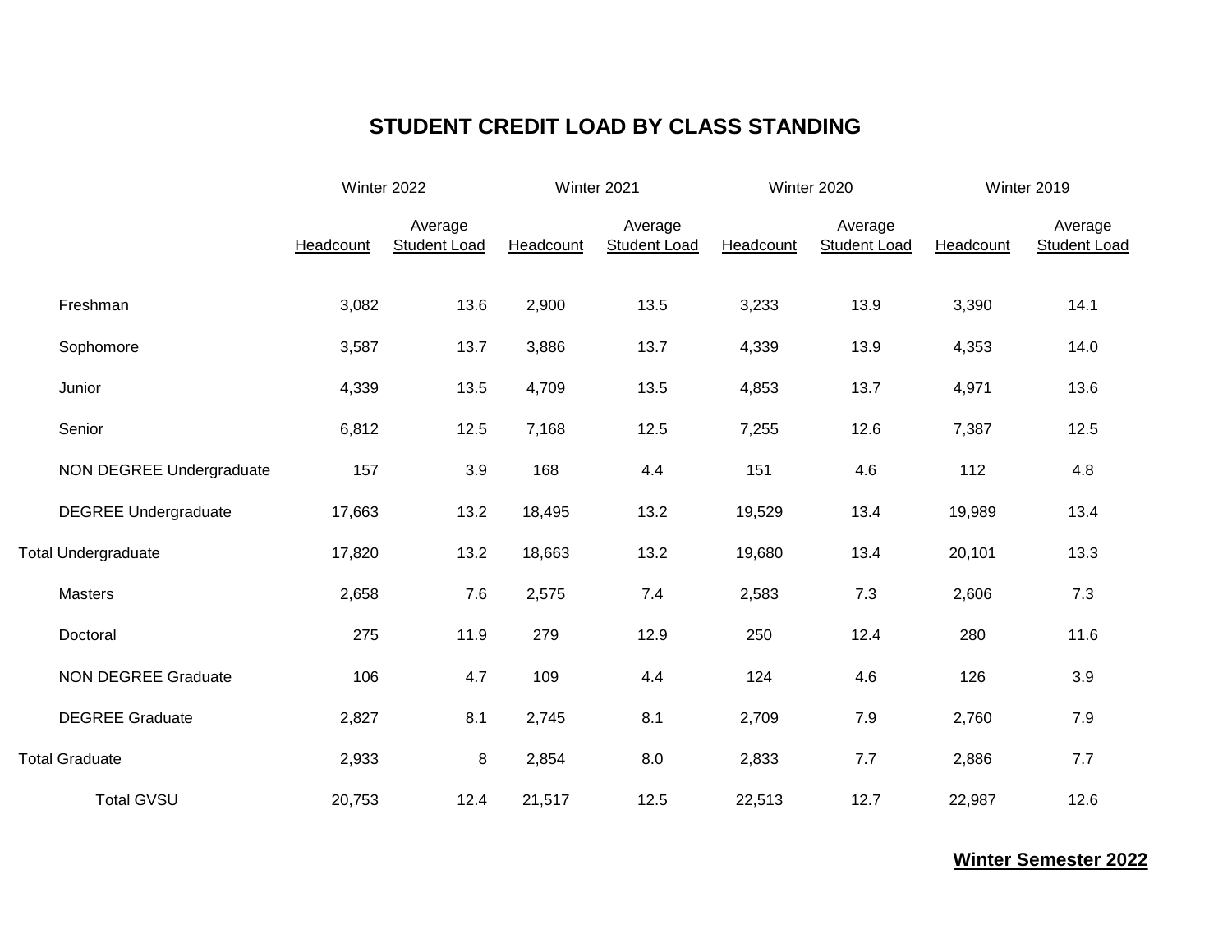# STUDENT CREDIT LOAD BY CLASS STANDING

| | Winter 2022 | | Winter 2021 | | Winter 2020 | | Winter 2019 | |
|---|---|---|---|---|---|---|---|---|
| | Headcount | Average Student Load | Headcount | Average Student Load | Headcount | Average Student Load | Headcount | Average Student Load |
| Freshman | 3,082 | 13.6 | 2,900 | 13.5 | 3,233 | 13.9 | 3,390 | 14.1 |
| Sophomore | 3,587 | 13.7 | 3,886 | 13.7 | 4,339 | 13.9 | 4,353 | 14.0 |
| Junior | 4,339 | 13.5 | 4,709 | 13.5 | 4,853 | 13.7 | 4,971 | 13.6 |
| Senior | 6,812 | 12.5 | 7,168 | 12.5 | 7,255 | 12.6 | 7,387 | 12.5 |
| NON DEGREE Undergraduate | 157 | 3.9 | 168 | 4.4 | 151 | 4.6 | 112 | 4.8 |
| DEGREE Undergraduate | 17,663 | 13.2 | 18,495 | 13.2 | 19,529 | 13.4 | 19,989 | 13.4 |
| Total Undergraduate | 17,820 | 13.2 | 18,663 | 13.2 | 19,680 | 13.4 | 20,101 | 13.3 |
| Masters | 2,658 | 7.6 | 2,575 | 7.4 | 2,583 | 7.3 | 2,606 | 7.3 |
| Doctoral | 275 | 11.9 | 279 | 12.9 | 250 | 12.4 | 280 | 11.6 |
| NON DEGREE Graduate | 106 | 4.7 | 109 | 4.4 | 124 | 4.6 | 126 | 3.9 |
| DEGREE Graduate | 2,827 | 8.1 | 2,745 | 8.1 | 2,709 | 7.9 | 2,760 | 7.9 |
| Total Graduate | 2,933 | 8 | 2,854 | 8.0 | 2,833 | 7.7 | 2,886 | 7.7 |
| Total GVSU | 20,753 | 12.4 | 21,517 | 12.5 | 22,513 | 12.7 | 22,987 | 12.6 |

**Winter Semester 2022**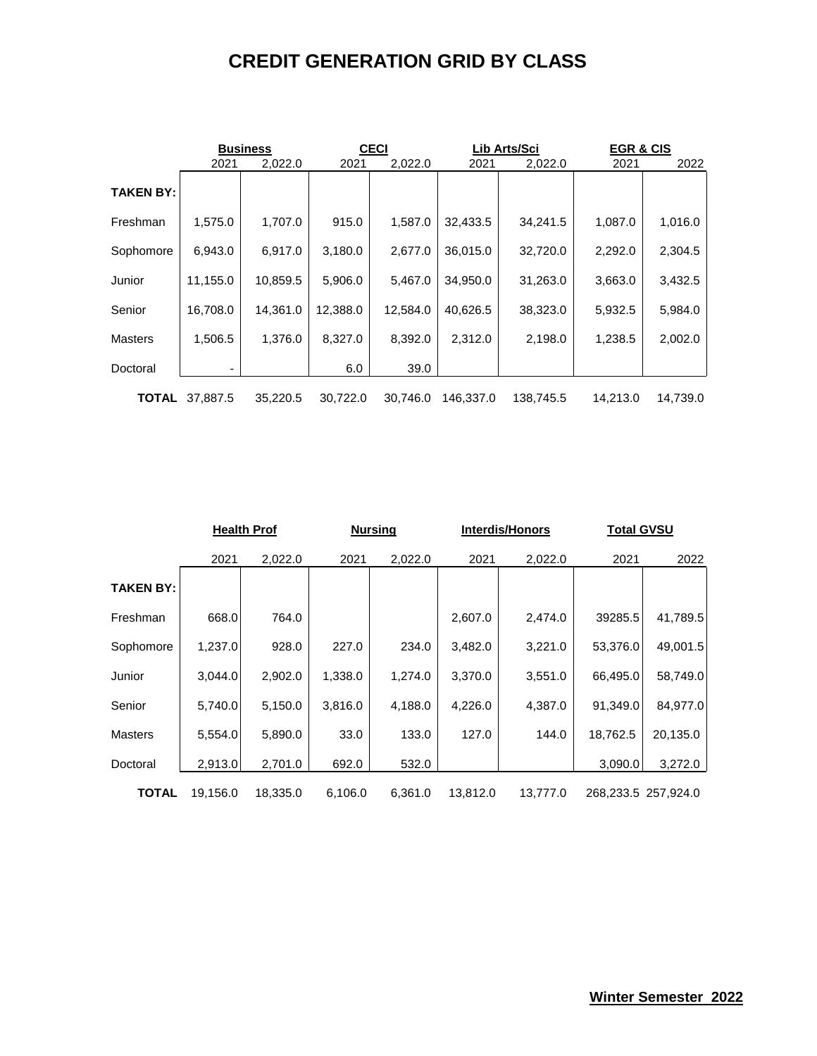# CREDIT GENERATION GRID BY CLASS

| | Business | | CECI | | Lib Arts/Sci | | EGR & CIS | |
|---|---|---|---|---|---|---|---|---|
| | 2021 | 2,022.0 | 2021 | 2,022.0 | 2021 | 2,022.0 | 2021 | 2022 |
| **TAKEN BY:** | | | | | | | | |
| Freshman | 1,575.0 | 1,707.0 | 915.0 | 1,587.0 | 32,433.5 | 34,241.5 | 1,087.0 | 1,016.0 |
| Sophomore | 6,943.0 | 6,917.0 | 3,180.0 | 2,677.0 | 36,015.0 | 32,720.0 | 2,292.0 | 2,304.5 |
| Junior | 11,155.0 | 10,859.5 | 5,906.0 | 5,467.0 | 34,950.0 | 31,263.0 | 3,663.0 | 3,432.5 |
| Senior | 16,708.0 | 14,361.0 | 12,388.0 | 12,584.0 | 40,626.5 | 38,323.0 | 5,932.5 | 5,984.0 |
| Masters | 1,506.5 | 1,376.0 | 8,327.0 | 8,392.0 | 2,312.0 | 2,198.0 | 1,238.5 | 2,002.0 |
| Doctoral | - | | 6.0 | 39.0 | | | | |
| **TOTAL** | 37,887.5 | 35,220.5 | 30,722.0 | 30,746.0 | 146,337.0 | 138,745.5 | 14,213.0 | 14,739.0 |

| | Health Prof | | Nursing | | Interdis/Honors | | Total GVSU | |
|---|---|---|---|---|---|---|---|---|
| | 2021 | 2,022.0 | 2021 | 2,022.0 | 2021 | 2,022.0 | 2021 | 2022 |
| **TAKEN BY:** | | | | | | | | |
| Freshman | 668.0 | 764.0 | | | 2,607.0 | 2,474.0 | 39285.5 | 41,789.5 |
| Sophomore | 1,237.0 | 928.0 | 227.0 | 234.0 | 3,482.0 | 3,221.0 | 53,376.0 | 49,001.5 |
| Junior | 3,044.0 | 2,902.0 | 1,338.0 | 1,274.0 | 3,370.0 | 3,551.0 | 66,495.0 | 58,749.0 |
| Senior | 5,740.0 | 5,150.0 | 3,816.0 | 4,188.0 | 4,226.0 | 4,387.0 | 91,349.0 | 84,977.0 |
| Masters | 5,554.0 | 5,890.0 | 33.0 | 133.0 | 127.0 | 144.0 | 18,762.5 | 20,135.0 |
| Doctoral | 2,913.0 | 2,701.0 | 692.0 | 532.0 | | | 3,090.0 | 3,272.0 |
| **TOTAL** | 19,156.0 | 18,335.0 | 6,106.0 | 6,361.0 | 13,812.0 | 13,777.0 | 268,233.5 | 257,924.0 |

**Winter Semester 2022**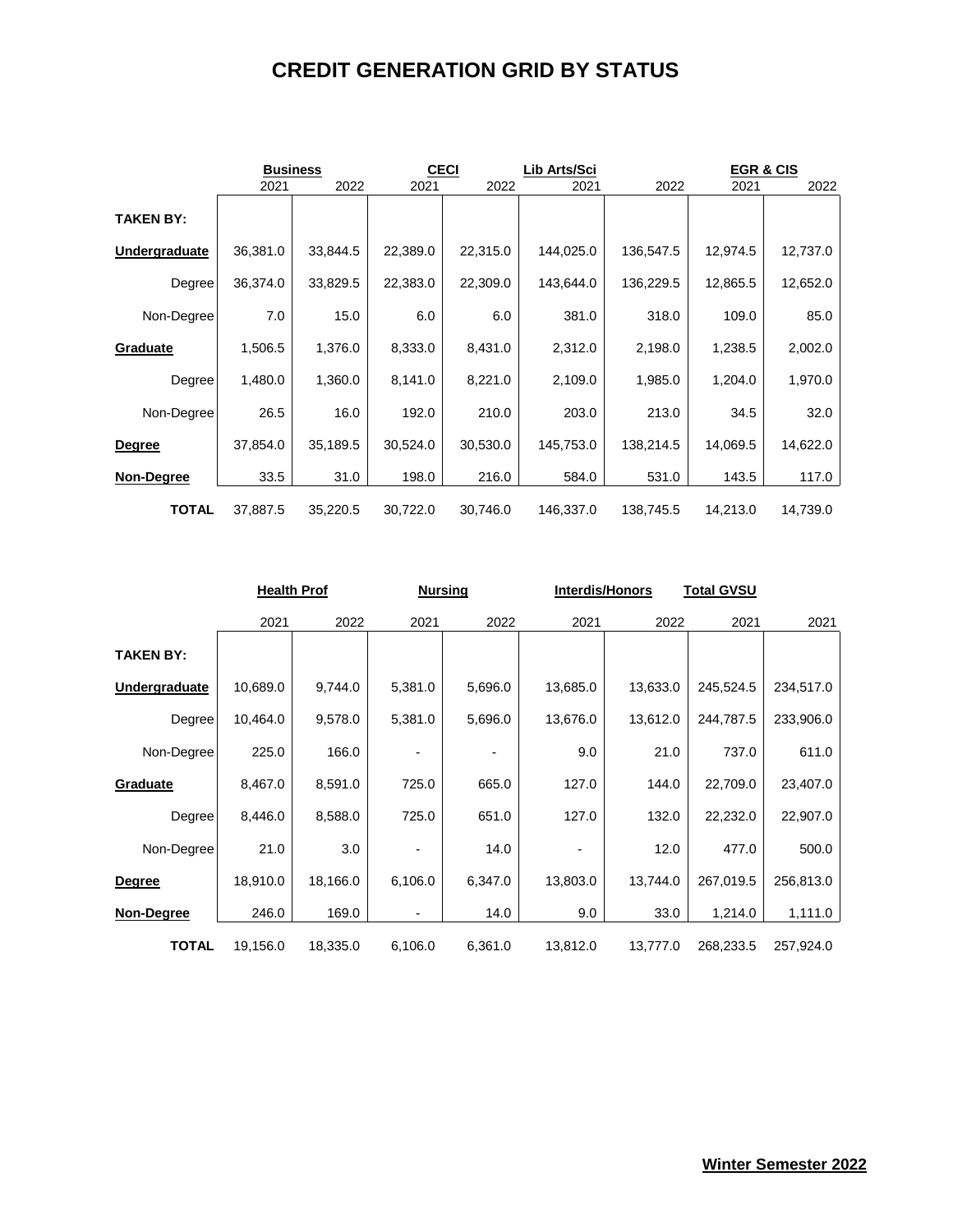# CREDIT GENERATION GRID BY STATUS

| | Business | | CECI | | Lib Arts/Sci | | EGR & CIS | |
|---|---|---|---|---|---|---|---|---|
| | 2021 | 2022 | 2021 | 2022 | 2021 | 2022 | 2021 | 2022 |
| **TAKEN BY:** | | | | | | | | |
| **Undergraduate** | 36,381.0 | 33,844.5 | 22,389.0 | 22,315.0 | 144,025.0 | 136,547.5 | 12,974.5 | 12,737.0 |
| Degree | 36,374.0 | 33,829.5 | 22,383.0 | 22,309.0 | 143,644.0 | 136,229.5 | 12,865.5 | 12,652.0 |
| Non-Degree | 7.0 | 15.0 | 6.0 | 6.0 | 381.0 | 318.0 | 109.0 | 85.0 |
| **Graduate** | 1,506.5 | 1,376.0 | 8,333.0 | 8,431.0 | 2,312.0 | 2,198.0 | 1,238.5 | 2,002.0 |
| Degree | 1,480.0 | 1,360.0 | 8,141.0 | 8,221.0 | 2,109.0 | 1,985.0 | 1,204.0 | 1,970.0 |
| Non-Degree | 26.5 | 16.0 | 192.0 | 210.0 | 203.0 | 213.0 | 34.5 | 32.0 |
| **Degree** | 37,854.0 | 35,189.5 | 30,524.0 | 30,530.0 | 145,753.0 | 138,214.5 | 14,069.5 | 14,622.0 |
| **Non-Degree** | 33.5 | 31.0 | 198.0 | 216.0 | 584.0 | 531.0 | 143.5 | 117.0 |
| **TOTAL** | 37,887.5 | 35,220.5 | 30,722.0 | 30,746.0 | 146,337.0 | 138,745.5 | 14,213.0 | 14,739.0 |

| | Health Prof | | Nursing | | Interdis/Honors | | Total GVSU | |
|---|---|---|---|---|---|---|---|---|
| | 2021 | 2022 | 2021 | 2022 | 2021 | 2022 | 2021 | 2021 |
| **TAKEN BY:** | | | | | | | | |
| **Undergraduate** | 10,689.0 | 9,744.0 | 5,381.0 | 5,696.0 | 13,685.0 | 13,633.0 | 245,524.5 | 234,517.0 |
| Degree | 10,464.0 | 9,578.0 | 5,381.0 | 5,696.0 | 13,676.0 | 13,612.0 | 244,787.5 | 233,906.0 |
| Non-Degree | 225.0 | 166.0 | - | - | 9.0 | 21.0 | 737.0 | 611.0 |
| **Graduate** | 8,467.0 | 8,591.0 | 725.0 | 665.0 | 127.0 | 144.0 | 22,709.0 | 23,407.0 |
| Degree | 8,446.0 | 8,588.0 | 725.0 | 651.0 | 127.0 | 132.0 | 22,232.0 | 22,907.0 |
| Non-Degree | 21.0 | 3.0 | - | 14.0 | - | 12.0 | 477.0 | 500.0 |
| **Degree** | 18,910.0 | 18,166.0 | 6,106.0 | 6,347.0 | 13,803.0 | 13,744.0 | 267,019.5 | 256,813.0 |
| **Non-Degree** | 246.0 | 169.0 | - | 14.0 | 9.0 | 33.0 | 1,214.0 | 1,111.0 |
| **TOTAL** | 19,156.0 | 18,335.0 | 6,106.0 | 6,361.0 | 13,812.0 | 13,777.0 | 268,233.5 | 257,924.0 |

**Winter Semester 2022**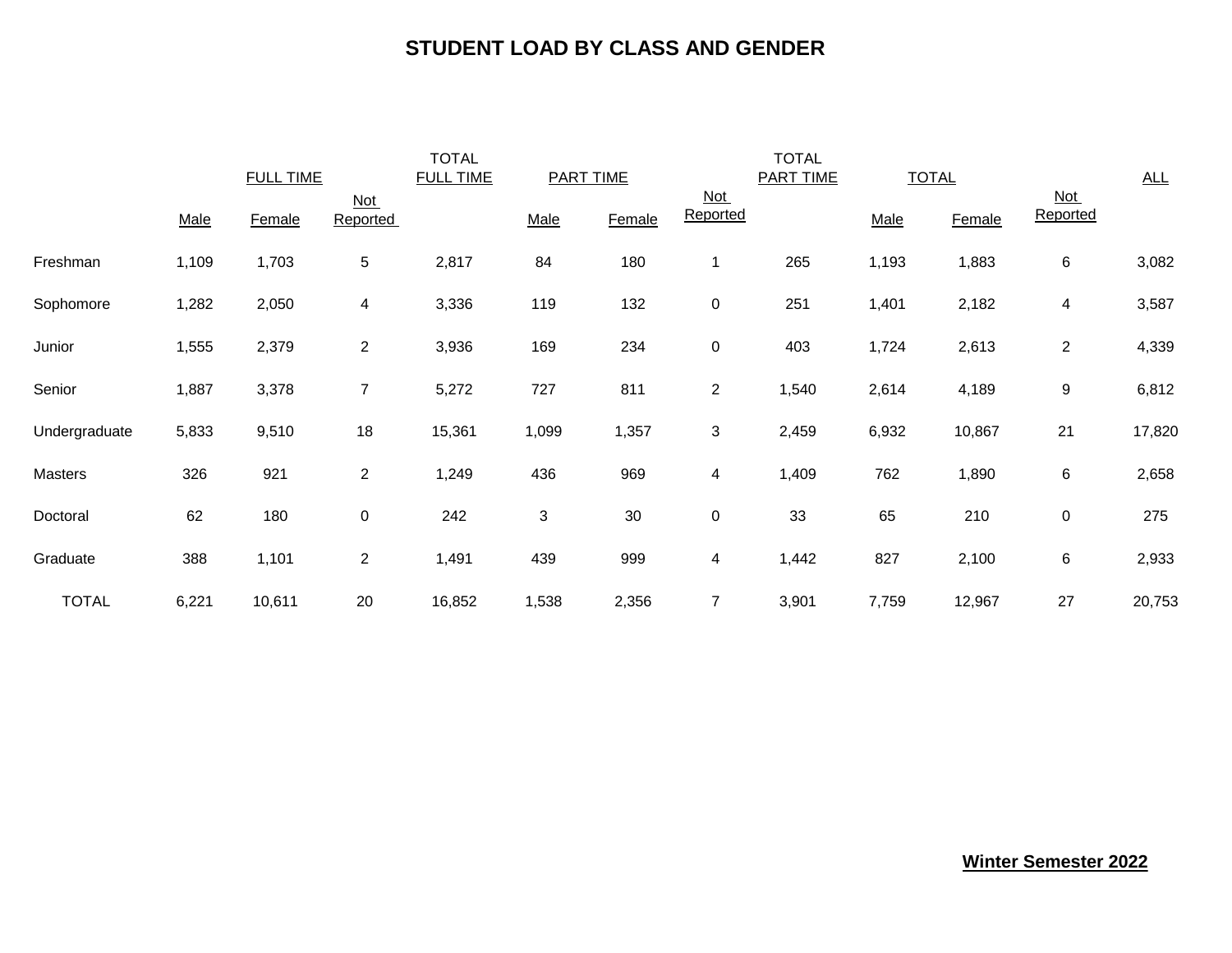# STUDENT LOAD BY CLASS AND GENDER

| | FULL TIME | | | TOTAL FULL TIME | PART TIME | | | TOTAL PART TIME | TOTAL | | | ALL |
|---|---|---|---|---|---|---|---|---|---|---|---|---|
| | Male | Female | Not Reported | | Male | Female | Not Reported | | Male | Female | Not Reported | |
| Freshman | 1,109 | 1,703 | 5 | 2,817 | 84 | 180 | 1 | 265 | 1,193 | 1,883 | 6 | 3,082 |
| Sophomore | 1,282 | 2,050 | 4 | 3,336 | 119 | 132 | 0 | 251 | 1,401 | 2,182 | 4 | 3,587 |
| Junior | 1,555 | 2,379 | 2 | 3,936 | 169 | 234 | 0 | 403 | 1,724 | 2,613 | 2 | 4,339 |
| Senior | 1,887 | 3,378 | 7 | 5,272 | 727 | 811 | 2 | 1,540 | 2,614 | 4,189 | 9 | 6,812 |
| Undergraduate | 5,833 | 9,510 | 18 | 15,361 | 1,099 | 1,357 | 3 | 2,459 | 6,932 | 10,867 | 21 | 17,820 |
| Masters | 326 | 921 | 2 | 1,249 | 436 | 969 | 4 | 1,409 | 762 | 1,890 | 6 | 2,658 |
| Doctoral | 62 | 180 | 0 | 242 | 3 | 30 | 0 | 33 | 65 | 210 | 0 | 275 |
| Graduate | 388 | 1,101 | 2 | 1,491 | 439 | 999 | 4 | 1,442 | 827 | 2,100 | 6 | 2,933 |
| TOTAL | 6,221 | 10,611 | 20 | 16,852 | 1,538 | 2,356 | 7 | 3,901 | 7,759 | 12,967 | 27 | 20,753 |

**Winter Semester 2022**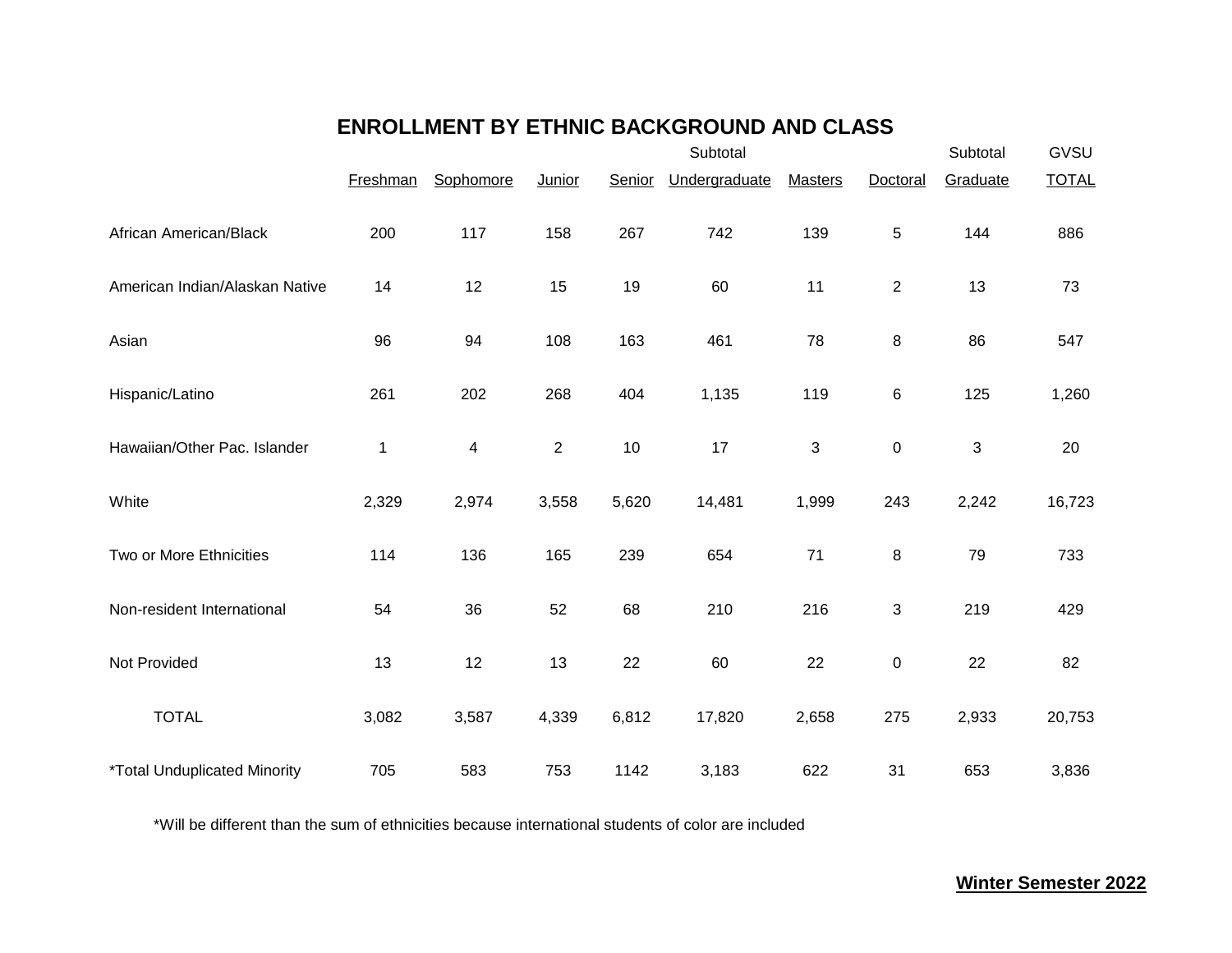## ENROLLMENT BY ETHNIC BACKGROUND AND CLASS

| | Freshman | Sophomore | Junior | Senior | Subtotal Undergraduate | Masters | Doctoral | Subtotal Graduate | GVSU TOTAL |
|---|---|---|---|---|---|---|---|---|---|
| African American/Black | 200 | 117 | 158 | 267 | 742 | 139 | 5 | 144 | 886 |
| American Indian/Alaskan Native | 14 | 12 | 15 | 19 | 60 | 11 | 2 | 13 | 73 |
| Asian | 96 | 94 | 108 | 163 | 461 | 78 | 8 | 86 | 547 |
| Hispanic/Latino | 261 | 202 | 268 | 404 | 1,135 | 119 | 6 | 125 | 1,260 |
| Hawaiian/Other Pac. Islander | 1 | 4 | 2 | 10 | 17 | 3 | 0 | 3 | 20 |
| White | 2,329 | 2,974 | 3,558 | 5,620 | 14,481 | 1,999 | 243 | 2,242 | 16,723 |
| Two or More Ethnicities | 114 | 136 | 165 | 239 | 654 | 71 | 8 | 79 | 733 |
| Non-resident International | 54 | 36 | 52 | 68 | 210 | 216 | 3 | 219 | 429 |
| Not Provided | 13 | 12 | 13 | 22 | 60 | 22 | 0 | 22 | 82 |
| TOTAL | 3,082 | 3,587 | 4,339 | 6,812 | 17,820 | 2,658 | 275 | 2,933 | 20,753 |
| *Total Unduplicated Minority | 705 | 583 | 753 | 1142 | 3,183 | 622 | 31 | 653 | 3,836 |

*Will be different than the sum of ethnicities because international students of color are included

**Winter Semester 2022**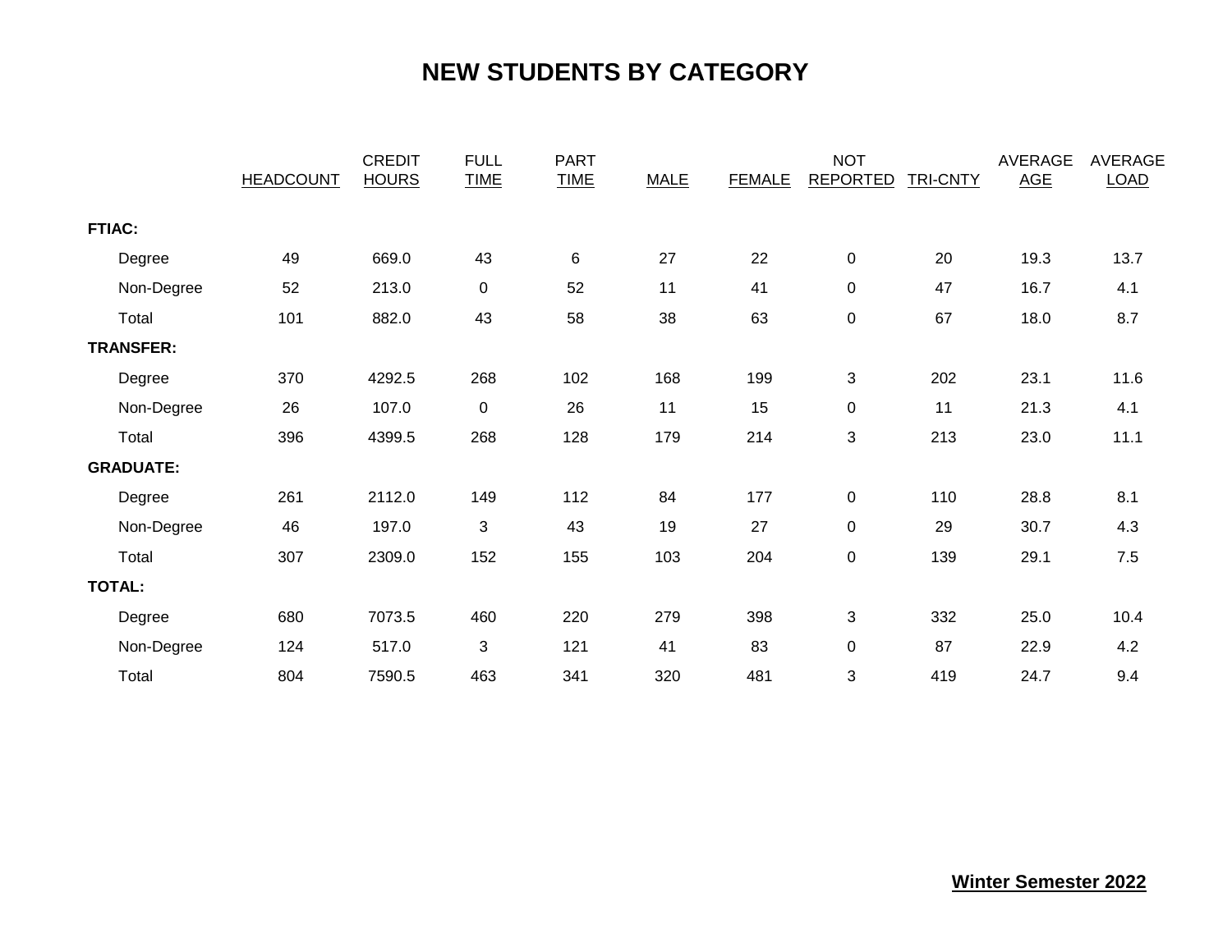# NEW STUDENTS BY CATEGORY

| | HEADCOUNT | CREDIT HOURS | FULL TIME | PART TIME | MALE | FEMALE | NOT REPORTED | TRI-CNTY | AVERAGE AGE | AVERAGE LOAD |
|---|---|---|---|---|---|---|---|---|---|---|
| **FTIAC:** | | | | | | | | | | |
| Degree | 49 | 669.0 | 43 | 6 | 27 | 22 | 0 | 20 | 19.3 | 13.7 |
| Non-Degree | 52 | 213.0 | 0 | 52 | 11 | 41 | 0 | 47 | 16.7 | 4.1 |
| Total | 101 | 882.0 | 43 | 58 | 38 | 63 | 0 | 67 | 18.0 | 8.7 |
| **TRANSFER:** | | | | | | | | | | |
| Degree | 370 | 4292.5 | 268 | 102 | 168 | 199 | 3 | 202 | 23.1 | 11.6 |
| Non-Degree | 26 | 107.0 | 0 | 26 | 11 | 15 | 0 | 11 | 21.3 | 4.1 |
| Total | 396 | 4399.5 | 268 | 128 | 179 | 214 | 3 | 213 | 23.0 | 11.1 |
| **GRADUATE:** | | | | | | | | | | |
| Degree | 261 | 2112.0 | 149 | 112 | 84 | 177 | 0 | 110 | 28.8 | 8.1 |
| Non-Degree | 46 | 197.0 | 3 | 43 | 19 | 27 | 0 | 29 | 30.7 | 4.3 |
| Total | 307 | 2309.0 | 152 | 155 | 103 | 204 | 0 | 139 | 29.1 | 7.5 |
| **TOTAL:** | | | | | | | | | | |
| Degree | 680 | 7073.5 | 460 | 220 | 279 | 398 | 3 | 332 | 25.0 | 10.4 |
| Non-Degree | 124 | 517.0 | 3 | 121 | 41 | 83 | 0 | 87 | 22.9 | 4.2 |
| Total | 804 | 7590.5 | 463 | 341 | 320 | 481 | 3 | 419 | 24.7 | 9.4 |

**Winter Semester 2022**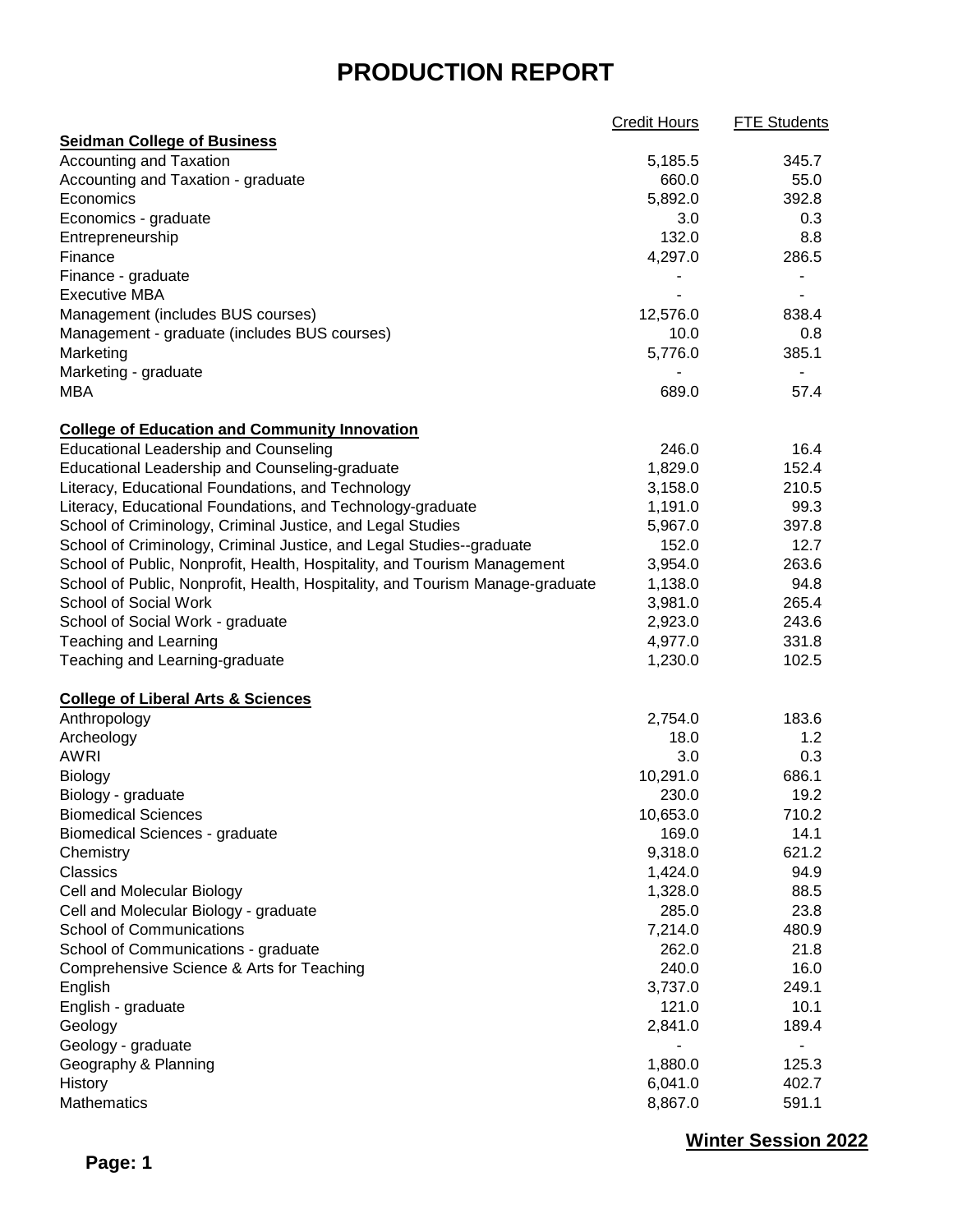# PRODUCTION REPORT

| | Credit Hours | FTE Students |
|---|---|---|
| **Seidman College of Business** | | |
| Accounting and Taxation | 5,185.5 | 345.7 |
| Accounting and Taxation - graduate | 660.0 | 55.0 |
| Economics | 5,892.0 | 392.8 |
| Economics - graduate | 3.0 | 0.3 |
| Entrepreneurship | 132.0 | 8.8 |
| Finance | 4,297.0 | 286.5 |
| Finance - graduate | - | - |
| Executive MBA | - | - |
| Management (includes BUS courses) | 12,576.0 | 838.4 |
| Management - graduate (includes BUS courses) | 10.0 | 0.8 |
| Marketing | 5,776.0 | 385.1 |
| Marketing - graduate | - | - |
| MBA | 689.0 | 57.4 |
| | | |
| **College of Education and Community Innovation** | | |
| Educational Leadership and Counseling | 246.0 | 16.4 |
| Educational Leadership and Counseling-graduate | 1,829.0 | 152.4 |
| Literacy, Educational Foundations, and Technology | 3,158.0 | 210.5 |
| Literacy, Educational Foundations, and Technology-graduate | 1,191.0 | 99.3 |
| School of Criminology, Criminal Justice, and Legal Studies | 5,967.0 | 397.8 |
| School of Criminology, Criminal Justice, and Legal Studies--graduate | 152.0 | 12.7 |
| School of Public, Nonprofit, Health, Hospitality, and Tourism Management | 3,954.0 | 263.6 |
| School of Public, Nonprofit, Health, Hospitality, and Tourism Manage-graduate | 1,138.0 | 94.8 |
| School of Social Work | 3,981.0 | 265.4 |
| School of Social Work - graduate | 2,923.0 | 243.6 |
| Teaching and Learning | 4,977.0 | 331.8 |
| Teaching and Learning-graduate | 1,230.0 | 102.5 |
| | | |
| **College of Liberal Arts & Sciences** | | |
| Anthropology | 2,754.0 | 183.6 |
| Archeology | 18.0 | 1.2 |
| AWRI | 3.0 | 0.3 |
| Biology | 10,291.0 | 686.1 |
| Biology - graduate | 230.0 | 19.2 |
| Biomedical Sciences | 10,653.0 | 710.2 |
| Biomedical Sciences - graduate | 169.0 | 14.1 |
| Chemistry | 9,318.0 | 621.2 |
| Classics | 1,424.0 | 94.9 |
| Cell and Molecular Biology | 1,328.0 | 88.5 |
| Cell and Molecular Biology - graduate | 285.0 | 23.8 |
| School of Communications | 7,214.0 | 480.9 |
| School of Communications - graduate | 262.0 | 21.8 |
| Comprehensive Science & Arts for Teaching | 240.0 | 16.0 |
| English | 3,737.0 | 249.1 |
| English - graduate | 121.0 | 10.1 |
| Geology | 2,841.0 | 189.4 |
| Geology - graduate | - | - |
| Geography & Planning | 1,880.0 | 125.3 |
| History | 6,041.0 | 402.7 |
| Mathematics | 8,867.0 | 591.1 |

**Winter Session 2022**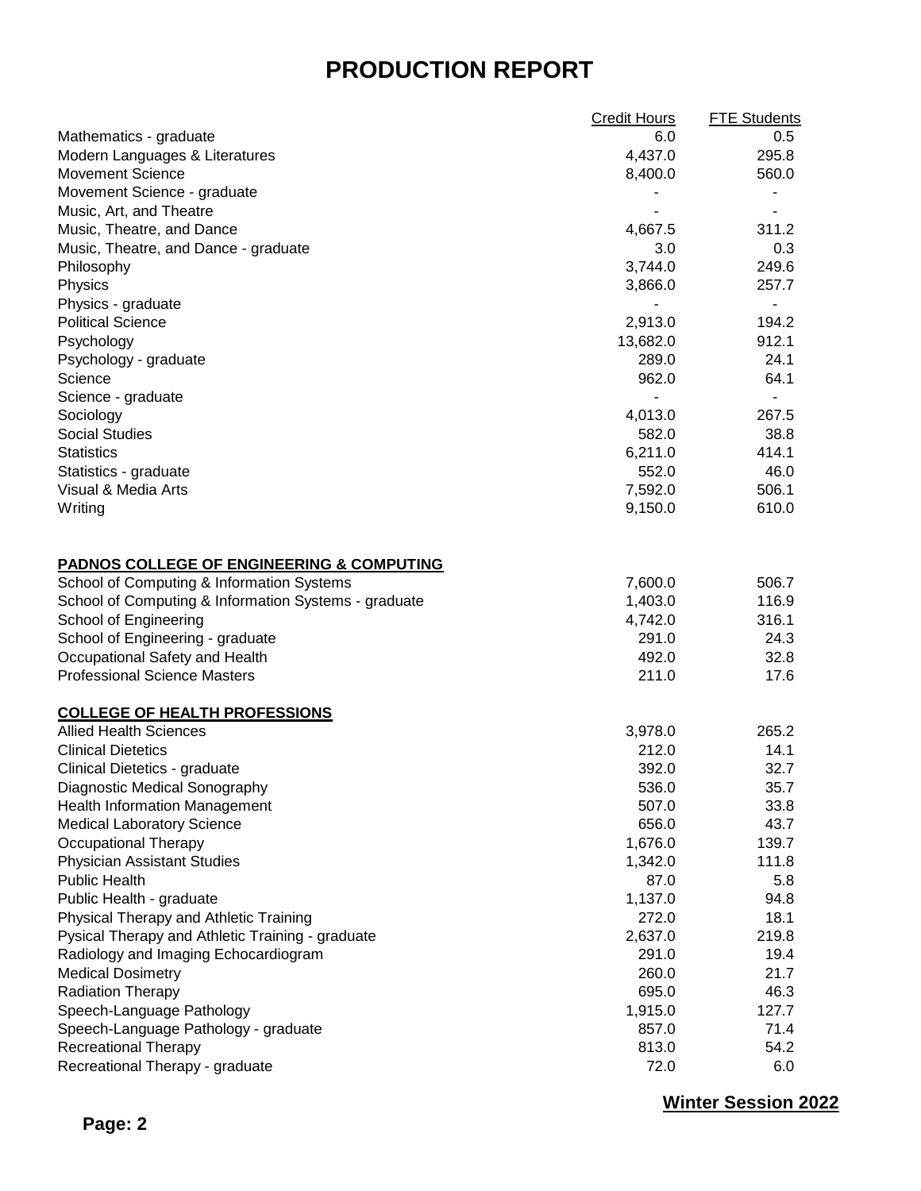# PRODUCTION REPORT

| | Credit Hours | FTE Students |
|---|---|---|
| Mathematics - graduate | 6.0 | 0.5 |
| Modern Languages & Literatures | 4,437.0 | 295.8 |
| Movement Science | 8,400.0 | 560.0 |
| Movement Science - graduate | - | - |
| Music, Art, and Theatre | - | - |
| Music, Theatre, and Dance | 4,667.5 | 311.2 |
| Music, Theatre, and Dance - graduate | 3.0 | 0.3 |
| Philosophy | 3,744.0 | 249.6 |
| Physics | 3,866.0 | 257.7 |
| Physics - graduate | - | - |
| Political Science | 2,913.0 | 194.2 |
| Psychology | 13,682.0 | 912.1 |
| Psychology - graduate | 289.0 | 24.1 |
| Science | 962.0 | 64.1 |
| Science - graduate | - | - |
| Sociology | 4,013.0 | 267.5 |
| Social Studies | 582.0 | 38.8 |
| Statistics | 6,211.0 | 414.1 |
| Statistics - graduate | 552.0 | 46.0 |
| Visual & Media Arts | 7,592.0 | 506.1 |
| Writing | 9,150.0 | 610.0 |
| **PADNOS COLLEGE OF ENGINEERING & COMPUTING** | | |
| School of Computing & Information Systems | 7,600.0 | 506.7 |
| School of Computing & Information Systems - graduate | 1,403.0 | 116.9 |
| School of Engineering | 4,742.0 | 316.1 |
| School of Engineering - graduate | 291.0 | 24.3 |
| Occupational Safety and Health | 492.0 | 32.8 |
| Professional Science Masters | 211.0 | 17.6 |
| **COLLEGE OF HEALTH PROFESSIONS** | | |
| Allied Health Sciences | 3,978.0 | 265.2 |
| Clinical Dietetics | 212.0 | 14.1 |
| Clinical Dietetics - graduate | 392.0 | 32.7 |
| Diagnostic Medical Sonography | 536.0 | 35.7 |
| Health Information Management | 507.0 | 33.8 |
| Medical Laboratory Science | 656.0 | 43.7 |
| Occupational Therapy | 1,676.0 | 139.7 |
| Physician Assistant Studies | 1,342.0 | 111.8 |
| Public Health | 87.0 | 5.8 |
| Public Health - graduate | 1,137.0 | 94.8 |
| Physical Therapy and Athletic Training | 272.0 | 18.1 |
| Pysical Therapy and Athletic Training - graduate | 2,637.0 | 219.8 |
| Radiology and Imaging Echocardiogram | 291.0 | 19.4 |
| Medical Dosimetry | 260.0 | 21.7 |
| Radiation Therapy | 695.0 | 46.3 |
| Speech-Language Pathology | 1,915.0 | 127.7 |
| Speech-Language Pathology - graduate | 857.0 | 71.4 |
| Recreational Therapy | 813.0 | 54.2 |
| Recreational Therapy - graduate | 72.0 | 6.0 |

**Winter Session 2022**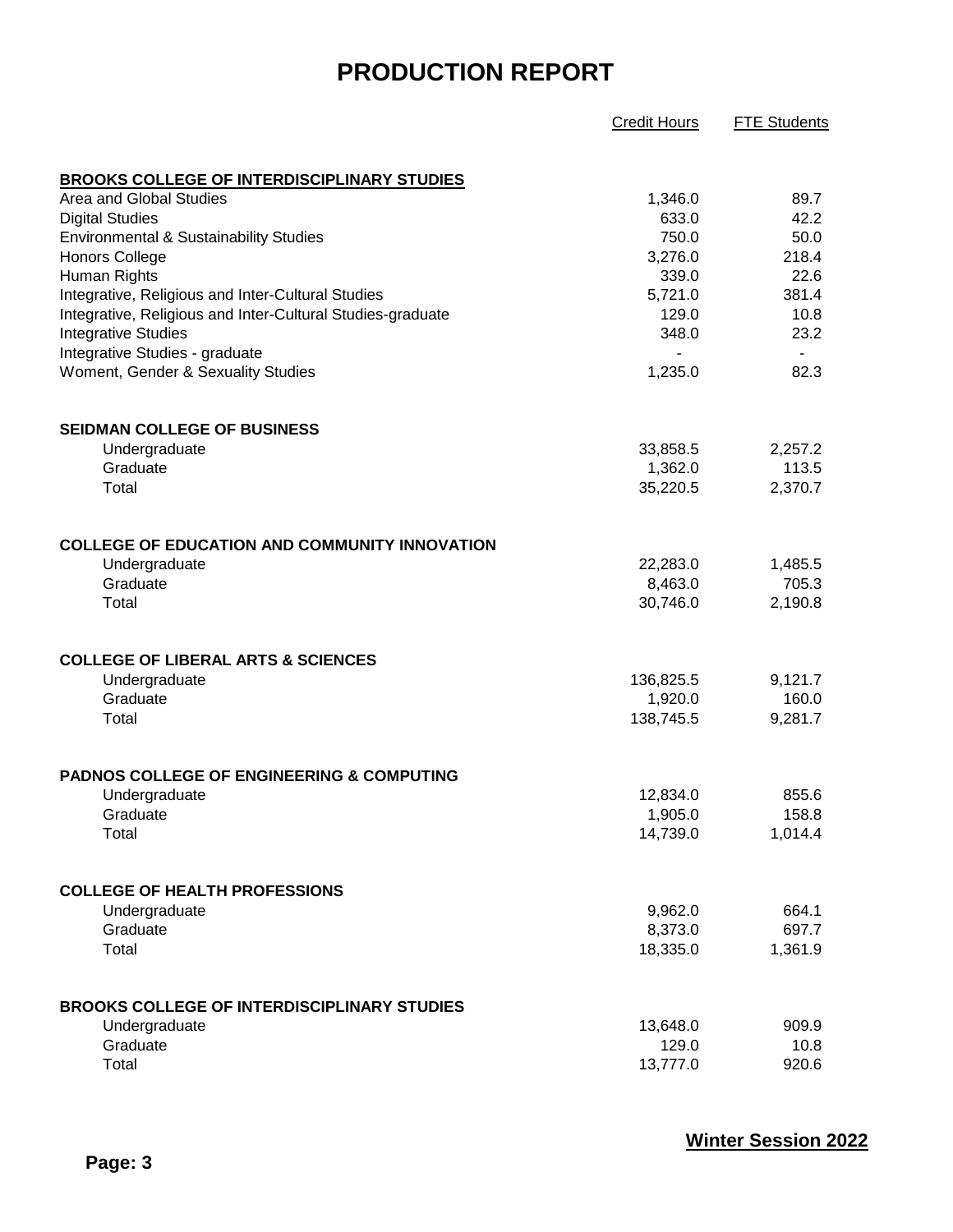# PRODUCTION REPORT

| | Credit Hours | FTE Students |
|---|---|---|
| **BROOKS COLLEGE OF INTERDISCIPLINARY STUDIES** | | |
| Area and Global Studies | 1,346.0 | 89.7 |
| Digital Studies | 633.0 | 42.2 |
| Environmental & Sustainability Studies | 750.0 | 50.0 |
| Honors College | 3,276.0 | 218.4 |
| Human Rights | 339.0 | 22.6 |
| Integrative, Religious and Inter-Cultural Studies | 5,721.0 | 381.4 |
| Integrative, Religious and Inter-Cultural Studies-graduate | 129.0 | 10.8 |
| Integrative Studies | 348.0 | 23.2 |
| Integrative Studies - graduate | - | - |
| Woment, Gender & Sexuality Studies | 1,235.0 | 82.3 |
| | | |
| **SEIDMAN COLLEGE OF BUSINESS** | | |
| Undergraduate | 33,858.5 | 2,257.2 |
| Graduate | 1,362.0 | 113.5 |
| Total | 35,220.5 | 2,370.7 |
| | | |
| **COLLEGE OF EDUCATION AND COMMUNITY INNOVATION** | | |
| Undergraduate | 22,283.0 | 1,485.5 |
| Graduate | 8,463.0 | 705.3 |
| Total | 30,746.0 | 2,190.8 |
| | | |
| **COLLEGE OF LIBERAL ARTS & SCIENCES** | | |
| Undergraduate | 136,825.5 | 9,121.7 |
| Graduate | 1,920.0 | 160.0 |
| Total | 138,745.5 | 9,281.7 |
| | | |
| **PADNOS COLLEGE OF ENGINEERING & COMPUTING** | | |
| Undergraduate | 12,834.0 | 855.6 |
| Graduate | 1,905.0 | 158.8 |
| Total | 14,739.0 | 1,014.4 |
| | | |
| **COLLEGE OF HEALTH PROFESSIONS** | | |
| Undergraduate | 9,962.0 | 664.1 |
| Graduate | 8,373.0 | 697.7 |
| Total | 18,335.0 | 1,361.9 |
| | | |
| **BROOKS COLLEGE OF INTERDISCIPLINARY STUDIES** | | |
| Undergraduate | 13,648.0 | 909.9 |
| Graduate | 129.0 | 10.8 |
| Total | 13,777.0 | 920.6 |

**Winter Session 2022**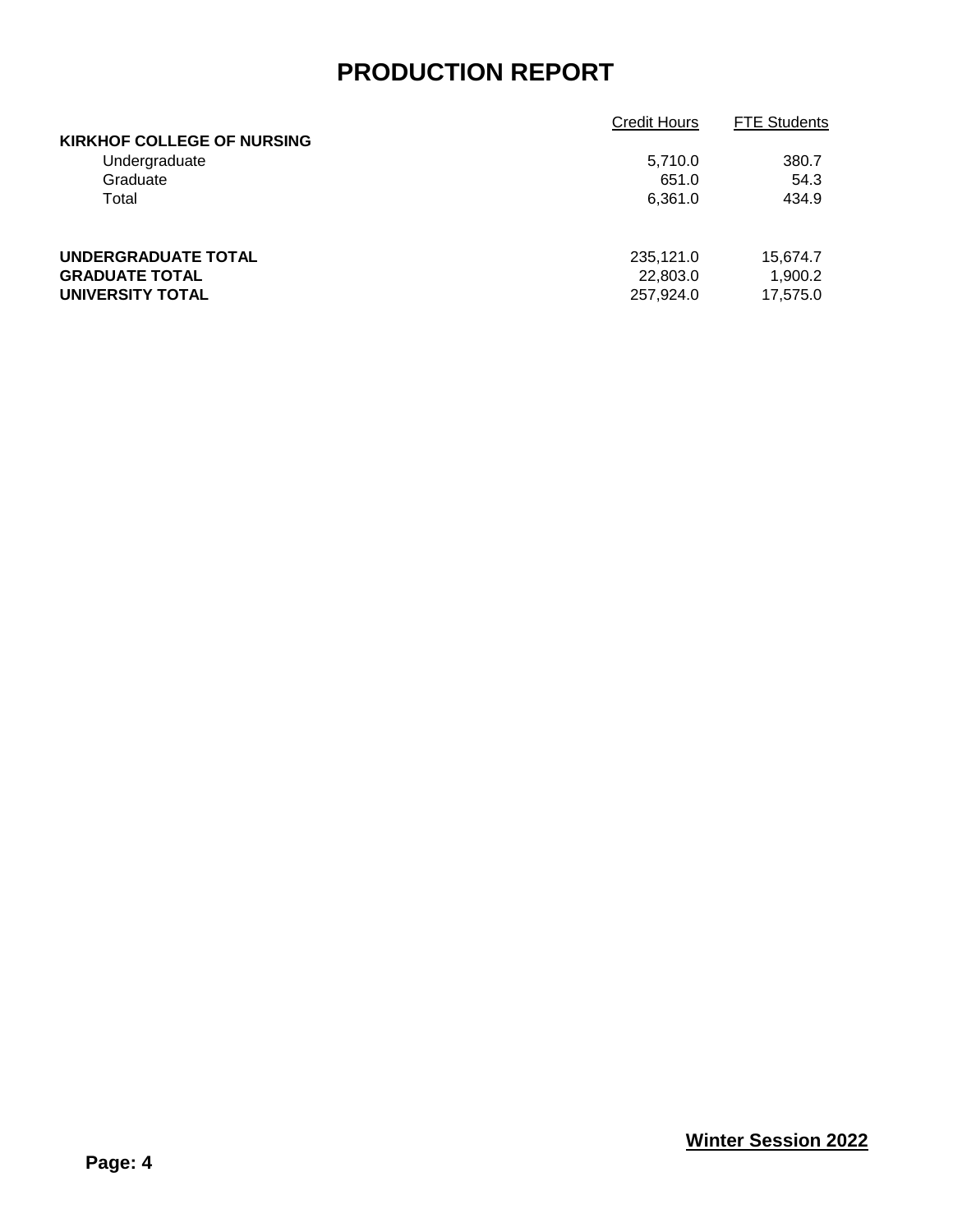# PRODUCTION REPORT

| | Credit Hours | FTE Students |
|---|---|---|
| **KIRKHOF COLLEGE OF NURSING** | | |
| Undergraduate | 5,710.0 | 380.7 |
| Graduate | 651.0 | 54.3 |
| Total | 6,361.0 | 434.9 |
| | | |
| **UNDERGRADUATE TOTAL** | 235,121.0 | 15,674.7 |
| **GRADUATE TOTAL** | 22,803.0 | 1,900.2 |
| **UNIVERSITY TOTAL** | 257,924.0 | 17,575.0 |

**Winter Session 2022**